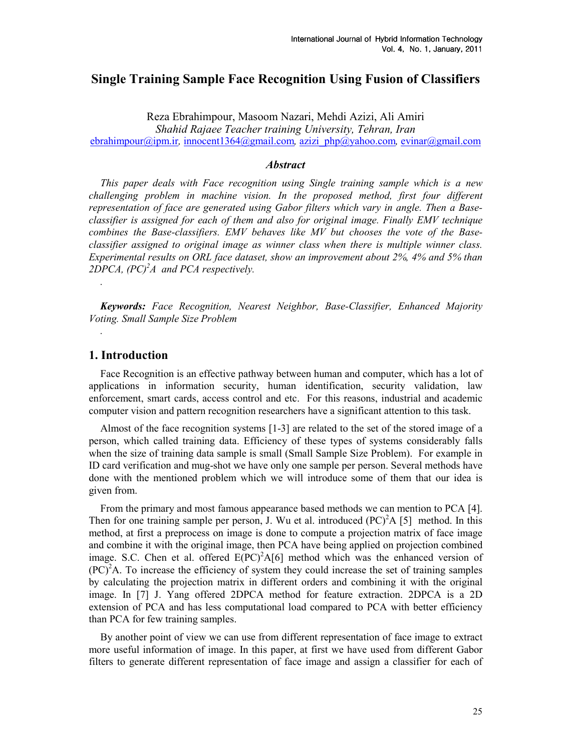# Single Training Sample Face Recognition Using Fusion of Classifiers

Reza Ebrahimpour, Masoom Nazari, Mehdi Azizi, Ali Amiri

*Shahid Rajaee Teacher training University, Tehran, Iran*

ebrahimpour@ipm.ir, innocent1364@gmail.com, azizi_php@yahoo.com, evinar@gmail.com

### *Abstract*

*This paper deals with Face recognition using Single training sample which is a new challenging problem in machine vision. In the proposed method, first four different representation of face are generated using Gabor filters which vary in angle. Then a Base-classifier is assigned for each of them and also for original image. Finally EMV technique combines the Base-classifiers. EMV behaves like MV but chooses the vote of the Base-classifier assigned to original image as winner class when there is multiple winner class. Experimental results on ORL face dataset, show an improvement about 2%, 4% and 5% than 2DPCA, $(PC)^2A$ and PCA respectively.*

.

***Keywords:*** *Face Recognition, Nearest Neighbor, Base-Classifier, Enhanced Majority Voting. Small Sample Size Problem*

.

## 1. Introduction

Face Recognition is an effective pathway between human and computer, which has a lot of applications in information security, human identification, security validation, law enforcement, smart cards, access control and etc. For this reasons, industrial and academic computer vision and pattern recognition researchers have a significant attention to this task.

Almost of the face recognition systems [1-3] are related to the set of the stored image of a person, which called training data. Efficiency of these types of systems considerably falls when the size of training data sample is small (Small Sample Size Problem). For example in ID card verification and mug-shot we have only one sample per person. Several methods have done with the mentioned problem which we will introduce some of them that our idea is given from.

From the primary and most famous appearance based methods we can mention to PCA [4]. Then for one training sample per person, J. Wu et al. introduced $(PC)^2A$ [5] method. In this method, at first a preprocess on image is done to compute a projection matrix of face image and combine it with the original image, then PCA have being applied on projection combined image. S.C. Chen et al. offered $E(PC)^2A$[6] method which was the enhanced version of $(PC)^2A$. To increase the efficiency of system they could increase the set of training samples by calculating the projection matrix in different orders and combining it with the original image. In [7] J. Yang offered 2DPCA method for feature extraction. 2DPCA is a 2D extension of PCA and has less computational load compared to PCA with better efficiency than PCA for few training samples.

By another point of view we can use from different representation of face image to extract more useful information of image. In this paper, at first we have used from different Gabor filters to generate different representation of face image and assign a classifier for each of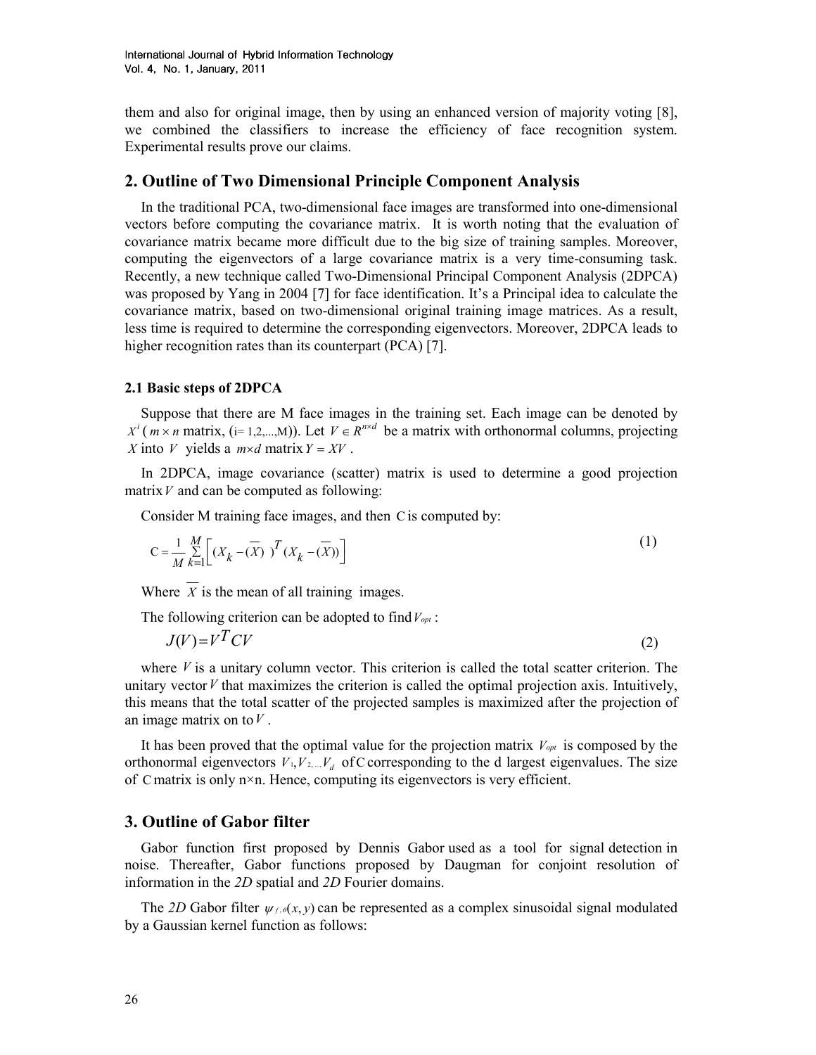them and also for original image, then by using an enhanced version of majority voting [8], we combined the classifiers to increase the efficiency of face recognition system. Experimental results prove our claims.

## 2. Outline of Two Dimensional Principle Component Analysis

In the traditional PCA, two-dimensional face images are transformed into one-dimensional vectors before computing the covariance matrix. It is worth noting that the evaluation of covariance matrix became more difficult due to the big size of training samples. Moreover, computing the eigenvectors of a large covariance matrix is a very time-consuming task. Recently, a new technique called Two-Dimensional Principal Component Analysis (2DPCA) was proposed by Yang in 2004 [7] for face identification. It's a Principal idea to calculate the covariance matrix, based on two-dimensional original training image matrices. As a result, less time is required to determine the corresponding eigenvectors. Moreover, 2DPCA leads to higher recognition rates than its counterpart (PCA) [7].

### 2.1 Basic steps of 2DPCA

Suppose that there are M face images in the training set. Each image can be denoted by $X^i$ ( $m \times n$ matrix, (i= 1,2,...,M)). Let $V \in R^{n \times d}$ be a matrix with orthonormal columns, projecting $X$ into $V$ yields a $m \times d$ matrix $Y = XV$ .

In 2DPCA, image covariance (scatter) matrix is used to determine a good projection matrix $V$ and can be computed as following:

Consider M training face images, and then C is computed by:

$$C = \frac{1}{M} \sum_{k=1}^{M} \left[ (X_k - (\overline{X}) )^T (X_k - (\overline{X})) \right] \tag{1}$$

Where $\overline{X}$ is the mean of all training images.

The following criterion can be adopted to find $V_{opt}$ :

$$J(V) = V^T C V \tag{2}$$

where $V$ is a unitary column vector. This criterion is called the total scatter criterion. The unitary vector $V$ that maximizes the criterion is called the optimal projection axis. Intuitively, this means that the total scatter of the projected samples is maximized after the projection of an image matrix on to $V$ .

It has been proved that the optimal value for the projection matrix $V_{opt}$ is composed by the orthonormal eigenvectors $V_1, V_2, ..., V_d$ of C corresponding to the d largest eigenvalues. The size of C matrix is only n×n. Hence, computing its eigenvectors is very efficient.

## 3. Outline of Gabor filter

Gabor function first proposed by Dennis Gabor used as a tool for signal detection in noise. Thereafter, Gabor functions proposed by Daugman for conjoint resolution of information in the *2D* spatial and *2D* Fourier domains.

The *2D* Gabor filter $\psi_{f,\theta}(x, y)$ can be represented as a complex sinusoidal signal modulated by a Gaussian kernel function as follows: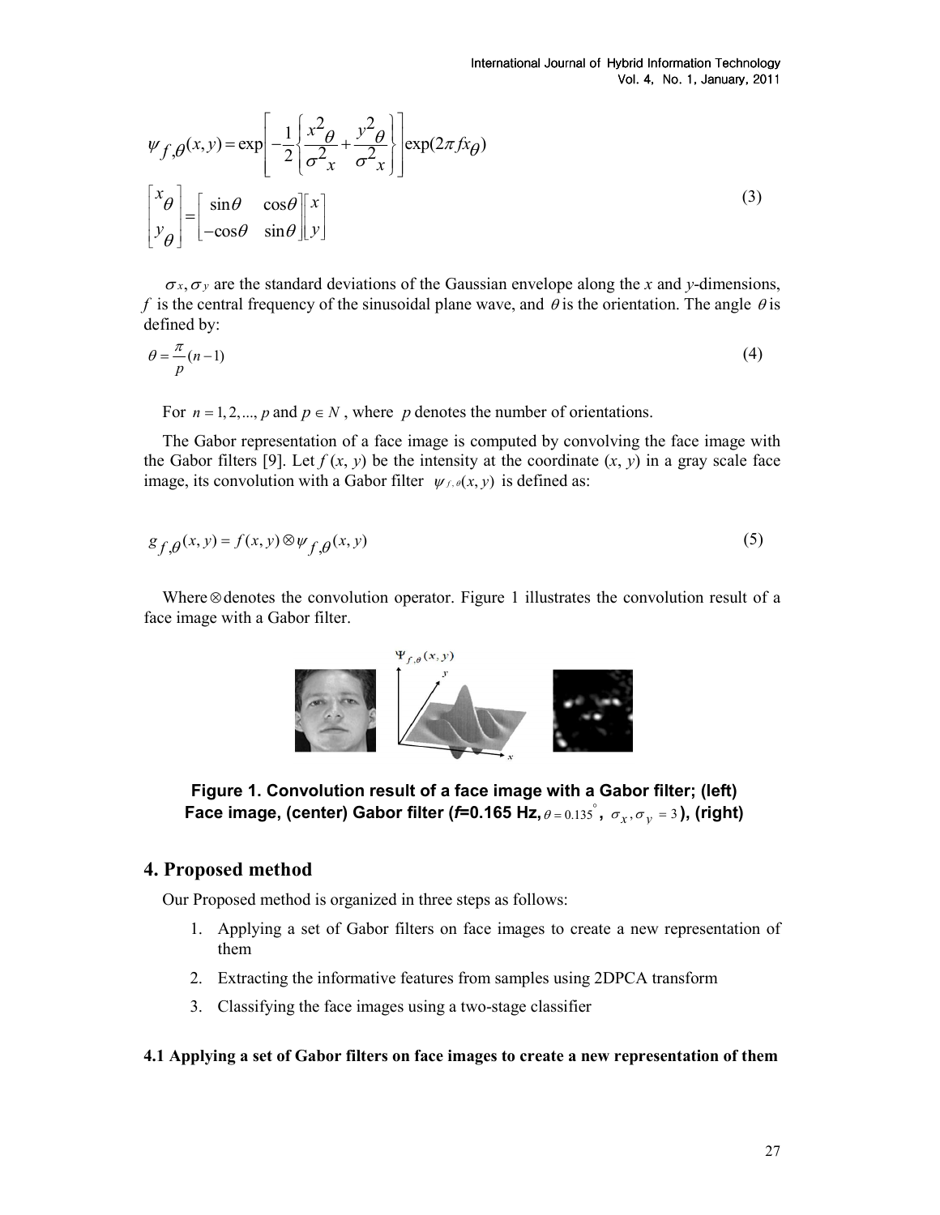$$\psi_{f,\theta}(x,y) = \exp\left[-\frac{1}{2}\left\{\frac{x^2_\theta}{\sigma^2_x} + \frac{y^2_\theta}{\sigma^2_x}\right\}\right]\exp(2\pi f x_\theta)$$

$$\begin{bmatrix} x_\theta \\ y_\theta \end{bmatrix} = \begin{bmatrix} \sin\theta & \cos\theta \\ -\cos\theta & \sin\theta \end{bmatrix}\begin{bmatrix} x \\ y \end{bmatrix} \tag{3}$$

$\sigma_x, \sigma_y$ are the standard deviations of the Gaussian envelope along the $x$ and $y$-dimensions, $f$ is the central frequency of the sinusoidal plane wave, and $\theta$ is the orientation. The angle $\theta$ is defined by:

$$\theta = \frac{\pi}{p}(n-1) \tag{4}$$

For $n = 1, 2, ..., p$ and $p \in N$, where $p$ denotes the number of orientations.

The Gabor representation of a face image is computed by convolving the face image with the Gabor filters [9]. Let $f(x, y)$ be the intensity at the coordinate $(x, y)$ in a gray scale face image, its convolution with a Gabor filter $\psi_{f,\theta}(x, y)$ is defined as:

$$g_{f,\theta}(x,y) = f(x,y) \otimes \psi_{f,\theta}(x,y) \tag{5}$$

Where $\otimes$ denotes the convolution operator. Figure 1 illustrates the convolution result of a face image with a Gabor filter.

**Figure 1. Convolution result of a face image with a Gabor filter; (left) Face image, (center) Gabor filter (*f*=0.165 Hz, $\theta = 0.135^\circ$, $\sigma_x, \sigma_y = 3$), (right)**

## 4. Proposed method

Our Proposed method is organized in three steps as follows:

1. Applying a set of Gabor filters on face images to create a new representation of them
2. Extracting the informative features from samples using 2DPCA transform
3. Classifying the face images using a two-stage classifier

### 4.1 Applying a set of Gabor filters on face images to create a new representation of them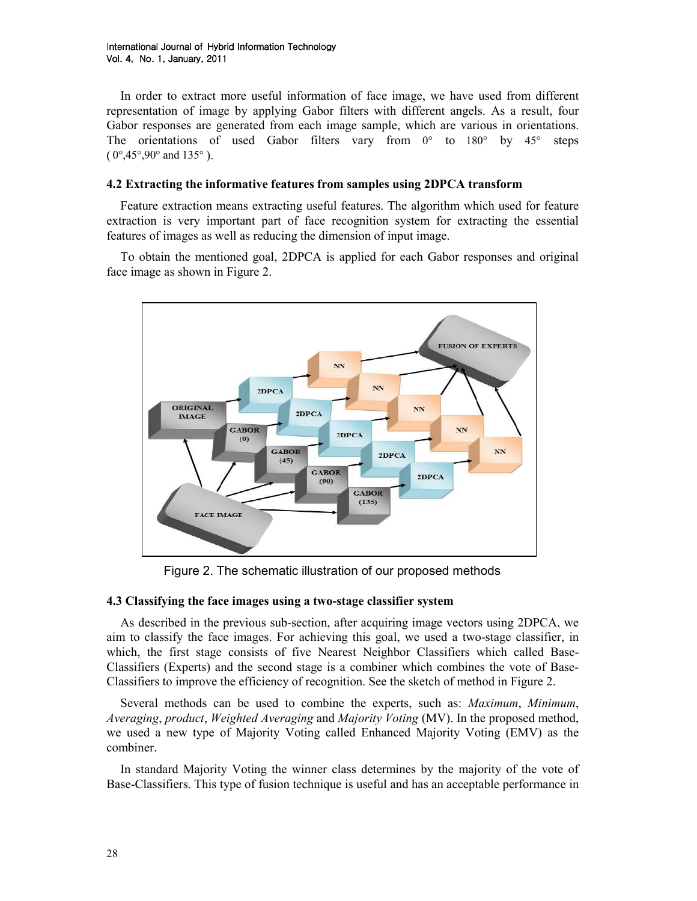In order to extract more useful information of face image, we have used from different representation of image by applying Gabor filters with different angels. As a result, four Gabor responses are generated from each image sample, which are various in orientations. The orientations of used Gabor filters vary from 0° to 180° by 45° steps ( 0°,45°,90° and 135° ).

### 4.2 Extracting the informative features from samples using 2DPCA transform

Feature extraction means extracting useful features. The algorithm which used for feature extraction is very important part of face recognition system for extracting the essential features of images as well as reducing the dimension of input image.

To obtain the mentioned goal, 2DPCA is applied for each Gabor responses and original face image as shown in Figure 2.

Figure 2. The schematic illustration of our proposed methods

### 4.3 Classifying the face images using a two-stage classifier system

As described in the previous sub-section, after acquiring image vectors using 2DPCA, we aim to classify the face images. For achieving this goal, we used a two-stage classifier, in which, the first stage consists of five Nearest Neighbor Classifiers which called Base-Classifiers (Experts) and the second stage is a combiner which combines the vote of Base-Classifiers to improve the efficiency of recognition. See the sketch of method in Figure 2.

Several methods can be used to combine the experts, such as: *Maximum*, *Minimum*, *Averaging*, *product*, *Weighted Averaging* and *Majority Voting* (MV). In the proposed method, we used a new type of Majority Voting called Enhanced Majority Voting (EMV) as the combiner.

In standard Majority Voting the winner class determines by the majority of the vote of Base-Classifiers. This type of fusion technique is useful and has an acceptable performance in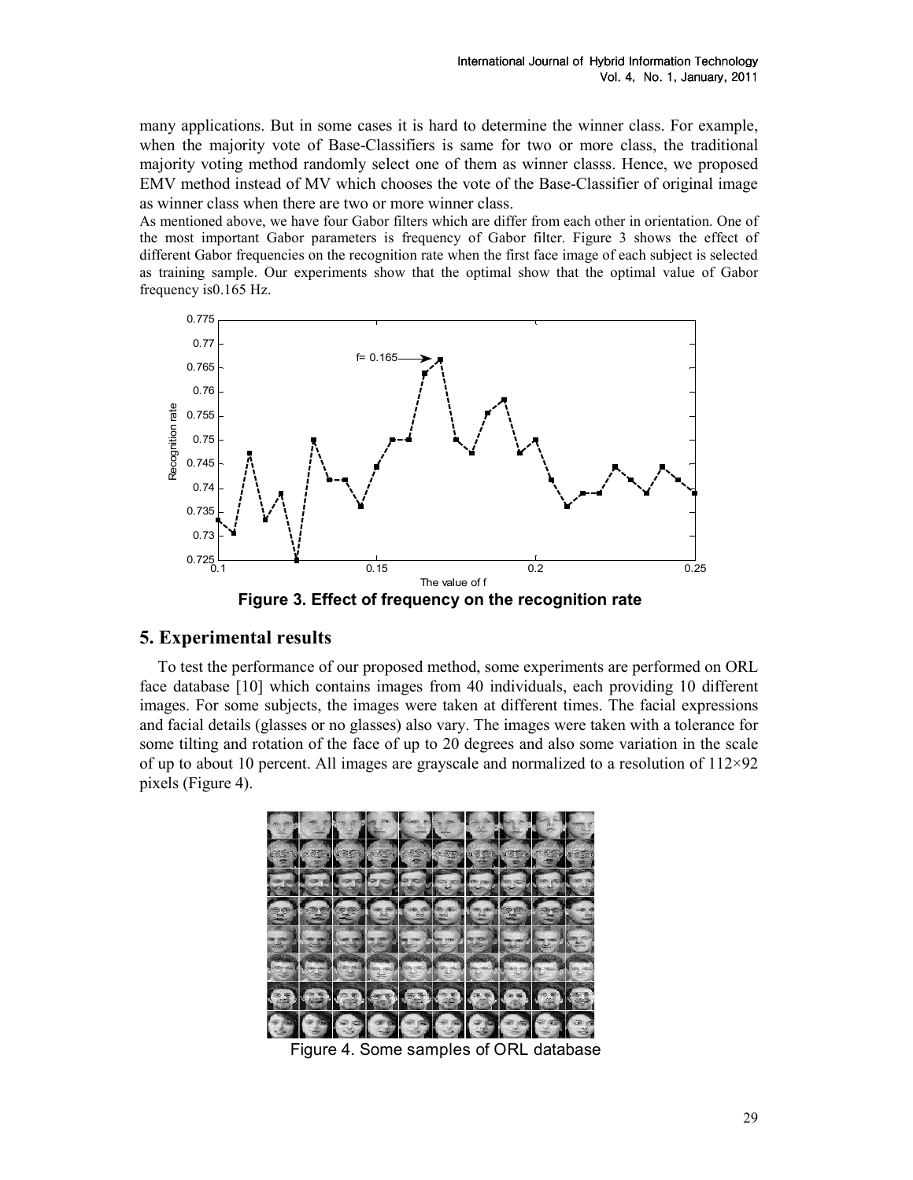many applications. But in some cases it is hard to determine the winner class. For example, when the majority vote of Base-Classifiers is same for two or more class, the traditional majority voting method randomly select one of them as winner classs. Hence, we proposed EMV method instead of MV which chooses the vote of the Base-Classifier of original image as winner class when there are two or more winner class.

As mentioned above, we have four Gabor filters which are differ from each other in orientation. One of the most important Gabor parameters is frequency of Gabor filter. Figure 3 shows the effect of different Gabor frequencies on the recognition rate when the first face image of each subject is selected as training sample. Our experiments show that the optimal show that the optimal value of Gabor frequency is0.165 Hz.

**Figure 3. Effect of frequency on the recognition rate**

## 5. Experimental results

To test the performance of our proposed method, some experiments are performed on ORL face database [10] which contains images from 40 individuals, each providing 10 different images. For some subjects, the images were taken at different times. The facial expressions and facial details (glasses or no glasses) also vary. The images were taken with a tolerance for some tilting and rotation of the face of up to 20 degrees and also some variation in the scale of up to about 10 percent. All images are grayscale and normalized to a resolution of 112×92 pixels (Figure 4).

Figure 4. Some samples of ORL database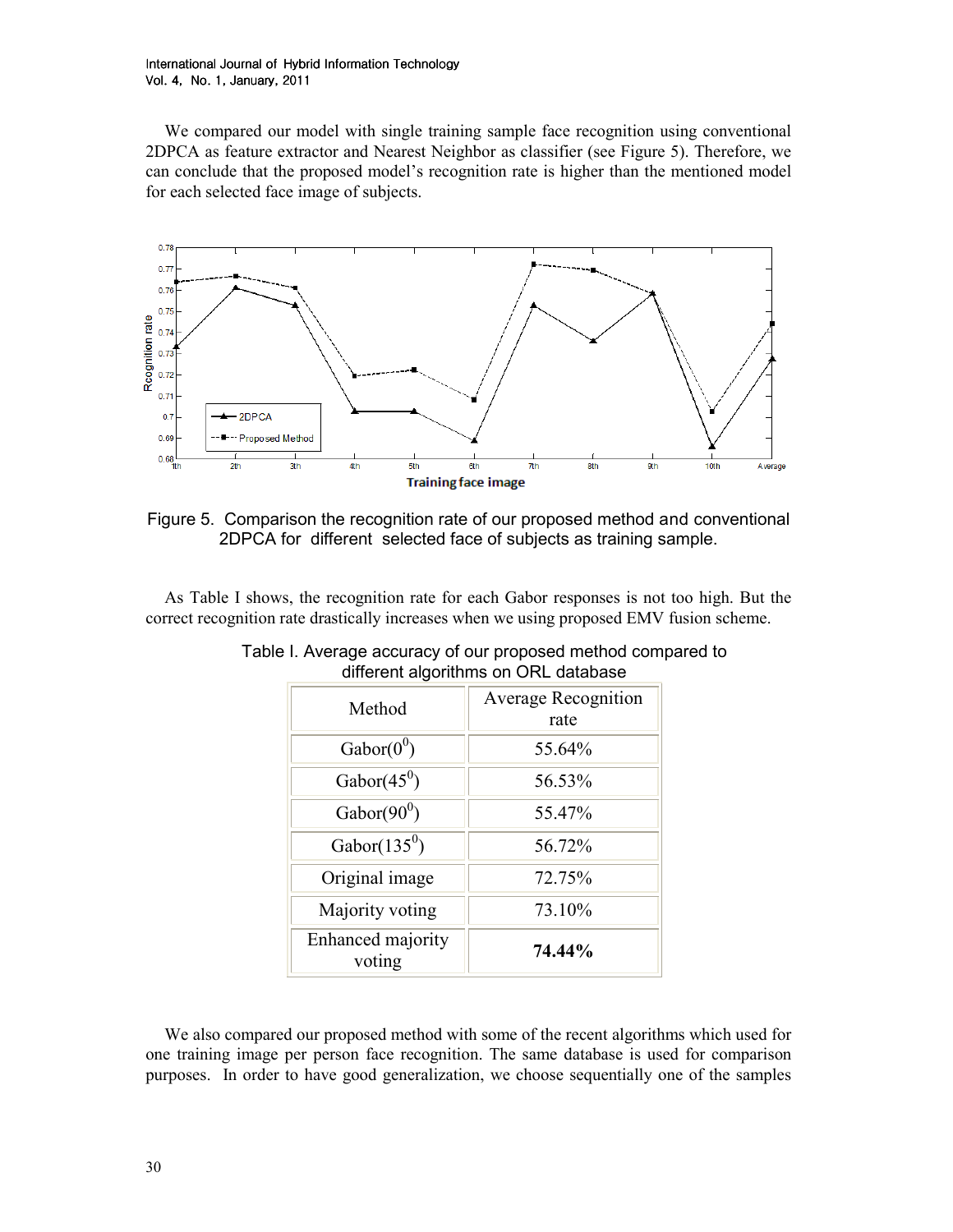We compared our model with single training sample face recognition using conventional 2DPCA as feature extractor and Nearest Neighbor as classifier (see Figure 5). Therefore, we can conclude that the proposed model's recognition rate is higher than the mentioned model for each selected face image of subjects.

Figure 5. Comparison the recognition rate of our proposed method and conventional 2DPCA for different selected face of subjects as training sample.

As Table I shows, the recognition rate for each Gabor responses is not too high. But the correct recognition rate drastically increases when we using proposed EMV fusion scheme.

Table I. Average accuracy of our proposed method compared to different algorithms on ORL database

| Method | Average Recognition rate |
| --- | --- |
| Gabor($0^0$) | 55.64% |
| Gabor($45^0$) | 56.53% |
| Gabor($90^0$) | 55.47% |
| Gabor($135^0$) | 56.72% |
| Original image | 72.75% |
| Majority voting | 73.10% |
| Enhanced majority voting | **74.44%** |

We also compared our proposed method with some of the recent algorithms which used for one training image per person face recognition. The same database is used for comparison purposes. In order to have good generalization, we choose sequentially one of the samples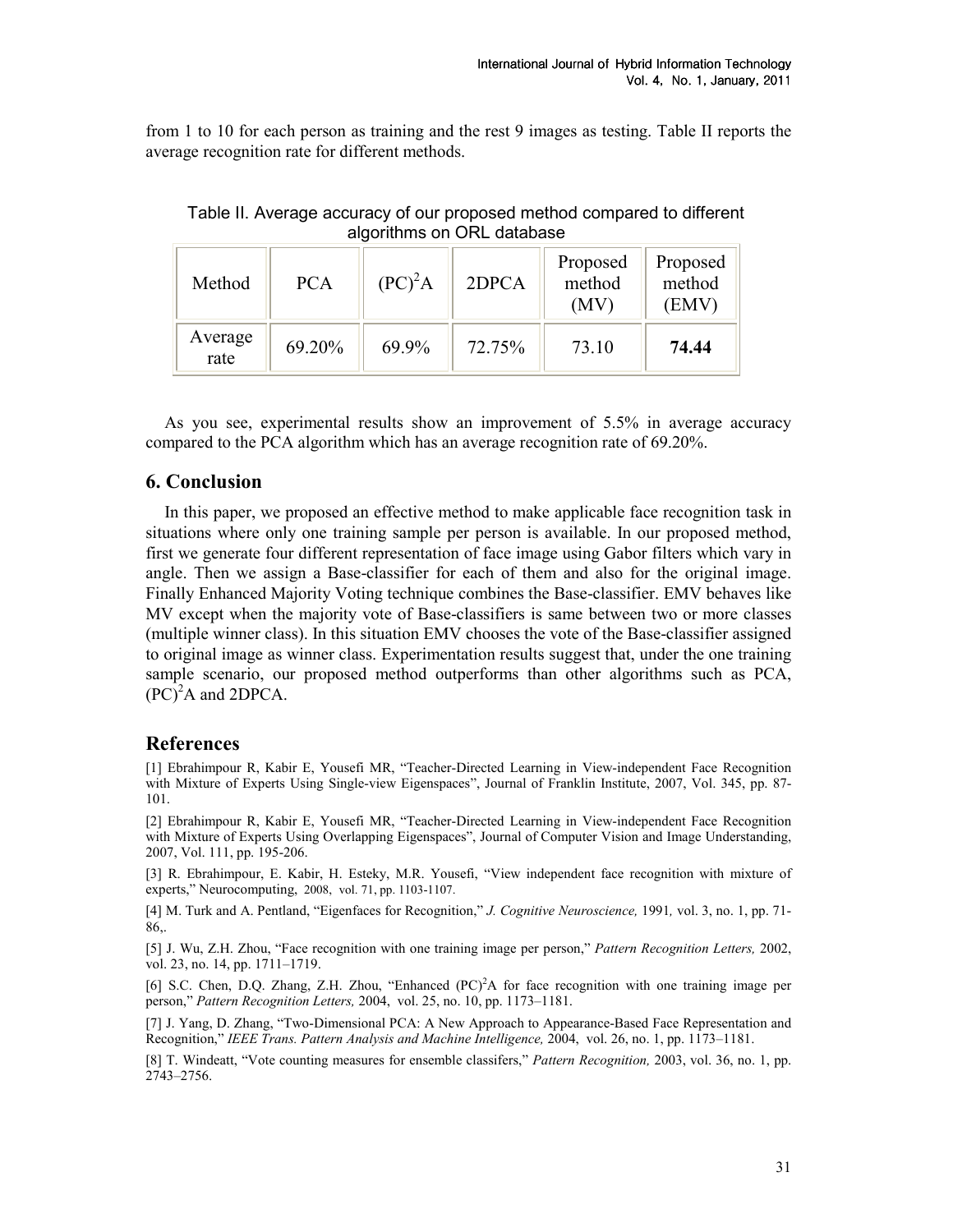from 1 to 10 for each person as training and the rest 9 images as testing. Table II reports the average recognition rate for different methods.

Table II. Average accuracy of our proposed method compared to different algorithms on ORL database

| Method | PCA | $(PC)^2A$ | 2DPCA | Proposed method (MV) | Proposed method (EMV) |
|---|---|---|---|---|---|
| Average rate | 69.20% | 69.9% | 72.75% | 73.10 | **74.44** |

As you see, experimental results show an improvement of 5.5% in average accuracy compared to the PCA algorithm which has an average recognition rate of 69.20%.

## 6. Conclusion

In this paper, we proposed an effective method to make applicable face recognition task in situations where only one training sample per person is available. In our proposed method, first we generate four different representation of face image using Gabor filters which vary in angle. Then we assign a Base-classifier for each of them and also for the original image. Finally Enhanced Majority Voting technique combines the Base-classifier. EMV behaves like MV except when the majority vote of Base-classifiers is same between two or more classes (multiple winner class). In this situation EMV chooses the vote of the Base-classifier assigned to original image as winner class. Experimentation results suggest that, under the one training sample scenario, our proposed method outperforms than other algorithms such as PCA, $(PC)^2A$ and 2DPCA.

## References

[1] Ebrahimpour R, Kabir E, Yousefi MR, "Teacher-Directed Learning in View-independent Face Recognition with Mixture of Experts Using Single-view Eigenspaces", Journal of Franklin Institute, 2007, Vol. 345, pp. 87-101.

[2] Ebrahimpour R, Kabir E, Yousefi MR, "Teacher-Directed Learning in View-independent Face Recognition with Mixture of Experts Using Overlapping Eigenspaces", Journal of Computer Vision and Image Understanding, 2007, Vol. 111, pp. 195-206.

[3] R. Ebrahimpour, E. Kabir, H. Esteky, M.R. Yousefi, "View independent face recognition with mixture of experts," Neurocomputing, 2008, vol. 71, pp. 1103-1107.

[4] M. Turk and A. Pentland, "Eigenfaces for Recognition," *J. Cognitive Neuroscience,* 1991*,* vol. 3, no. 1, pp. 71-86,.

[5] J. Wu, Z.H. Zhou, "Face recognition with one training image per person," *Pattern Recognition Letters,* 2002, vol. 23, no. 14, pp. 1711–1719.

[6] S.C. Chen, D.Q. Zhang, Z.H. Zhou, "Enhanced $(PC)^2A$ for face recognition with one training image per person," *Pattern Recognition Letters,* 2004, vol. 25, no. 10, pp. 1173–1181.

[7] J. Yang, D. Zhang, "Two-Dimensional PCA: A New Approach to Appearance-Based Face Representation and Recognition," *IEEE Trans. Pattern Analysis and Machine Intelligence,* 2004, vol. 26, no. 1, pp. 1173–1181.

[8] T. Windeatt, "Vote counting measures for ensemble classifers," *Pattern Recognition,* 2003, vol. 36, no. 1, pp. 2743–2756.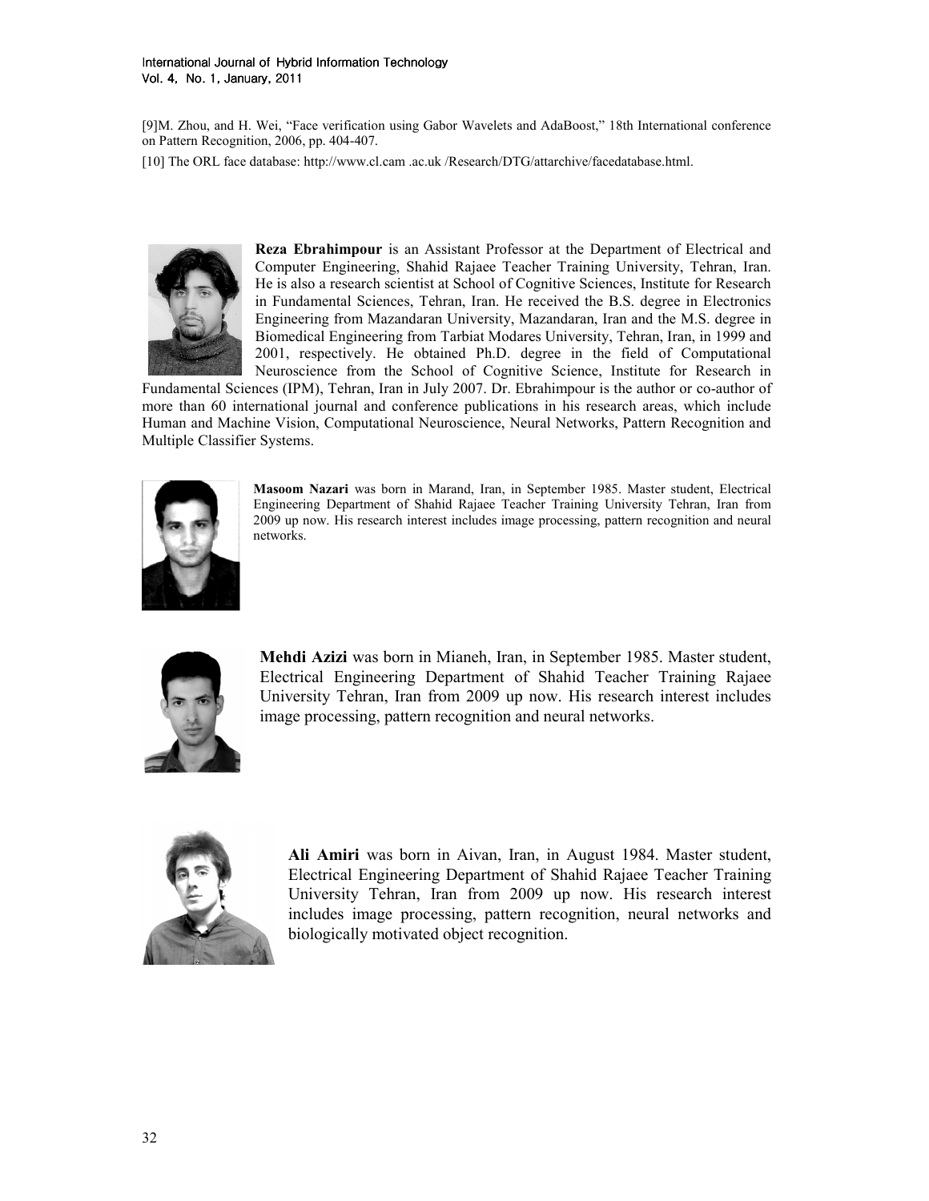[9]M. Zhou, and H. Wei, "Face verification using Gabor Wavelets and AdaBoost," 18th International conference on Pattern Recognition, 2006, pp. 404-407.

[10] The ORL face database: http://www.cl.cam .ac.uk /Research/DTG/attarchive/facedatabase.html.

**Reza Ebrahimpour** is an Assistant Professor at the Department of Electrical and Computer Engineering, Shahid Rajaee Teacher Training University, Tehran, Iran. He is also a research scientist at School of Cognitive Sciences, Institute for Research in Fundamental Sciences, Tehran, Iran. He received the B.S. degree in Electronics Engineering from Mazandaran University, Mazandaran, Iran and the M.S. degree in Biomedical Engineering from Tarbiat Modares University, Tehran, Iran, in 1999 and 2001, respectively. He obtained Ph.D. degree in the field of Computational Neuroscience from the School of Cognitive Science, Institute for Research in Fundamental Sciences (IPM), Tehran, Iran in July 2007. Dr. Ebrahimpour is the author or co-author of more than 60 international journal and conference publications in his research areas, which include Human and Machine Vision, Computational Neuroscience, Neural Networks, Pattern Recognition and Multiple Classifier Systems.

**Masoom Nazari** was born in Marand, Iran, in September 1985. Master student, Electrical Engineering Department of Shahid Rajaee Teacher Training University Tehran, Iran from 2009 up now. His research interest includes image processing, pattern recognition and neural networks.

**Mehdi Azizi** was born in Mianeh, Iran, in September 1985. Master student, Electrical Engineering Department of Shahid Teacher Training Rajaee University Tehran, Iran from 2009 up now. His research interest includes image processing, pattern recognition and neural networks.

**Ali Amiri** was born in Aivan, Iran, in August 1984. Master student, Electrical Engineering Department of Shahid Rajaee Teacher Training University Tehran, Iran from 2009 up now. His research interest includes image processing, pattern recognition, neural networks and biologically motivated object recognition.